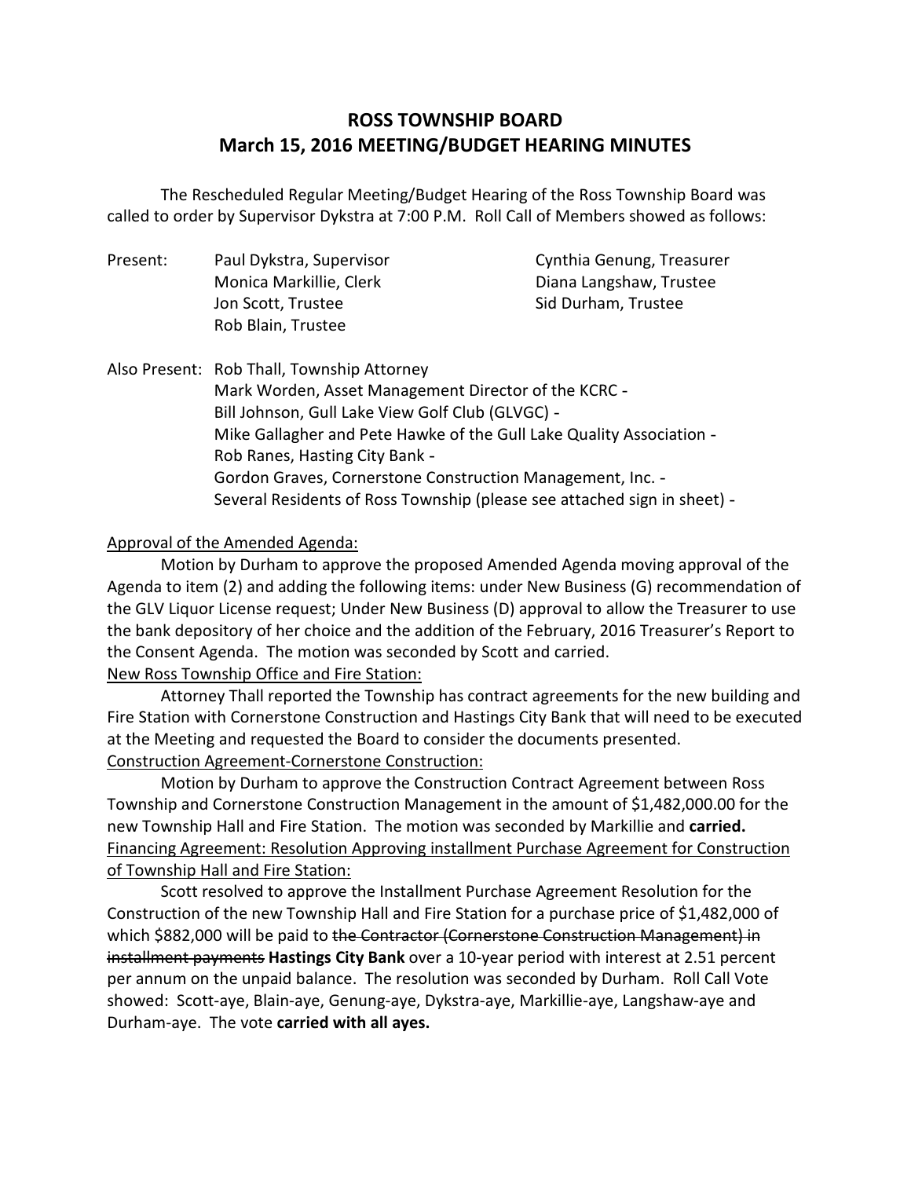# ROSS TOWNSHIP BOARD
# March 15, 2016 MEETING/BUDGET HEARING MINUTES

The Rescheduled Regular Meeting/Budget Hearing of the Ross Township Board was called to order by Supervisor Dykstra at 7:00 P.M. Roll Call of Members showed as follows:

Present:
- Paul Dykstra, Supervisor
- Cynthia Genung, Treasurer
- Monica Markillie, Clerk
- Diana Langshaw, Trustee
- Jon Scott, Trustee
- Sid Durham, Trustee
- Rob Blain, Trustee

Also Present:
- Rob Thall, Township Attorney
- Mark Worden, Asset Management Director of the KCRC -
- Bill Johnson, Gull Lake View Golf Club (GLVGC) -
- Mike Gallagher and Pete Hawke of the Gull Lake Quality Association -
- Rob Ranes, Hasting City Bank -
- Gordon Graves, Cornerstone Construction Management, Inc. -
- Several Residents of Ross Township (please see attached sign in sheet) -

<u>Approval of the Amended Agenda:</u>

Motion by Durham to approve the proposed Amended Agenda moving approval of the Agenda to item (2) and adding the following items: under New Business (G) recommendation of the GLV Liquor License request; Under New Business (D) approval to allow the Treasurer to use the bank depository of her choice and the addition of the February, 2016 Treasurer's Report to the Consent Agenda. The motion was seconded by Scott and carried.

<u>New Ross Township Office and Fire Station:</u>

Attorney Thall reported the Township has contract agreements for the new building and Fire Station with Cornerstone Construction and Hastings City Bank that will need to be executed at the Meeting and requested the Board to consider the documents presented.

<u>Construction Agreement-Cornerstone Construction:</u>

Motion by Durham to approve the Construction Contract Agreement between Ross Township and Cornerstone Construction Management in the amount of $1,482,000.00 for the new Township Hall and Fire Station. The motion was seconded by Markillie and **carried.**

<u>Financing Agreement: Resolution Approving installment Purchase Agreement for Construction of Township Hall and Fire Station:</u>

Scott resolved to approve the Installment Purchase Agreement Resolution for the Construction of the new Township Hall and Fire Station for a purchase price of $1,482,000 of which $882,000 will be paid to ~~the Contractor (Cornerstone Construction Management) in installment payments~~ **Hastings City Bank** over a 10-year period with interest at 2.51 percent per annum on the unpaid balance. The resolution was seconded by Durham. Roll Call Vote showed: Scott-aye, Blain-aye, Genung-aye, Dykstra-aye, Markillie-aye, Langshaw-aye and Durham-aye. The vote **carried with all ayes.**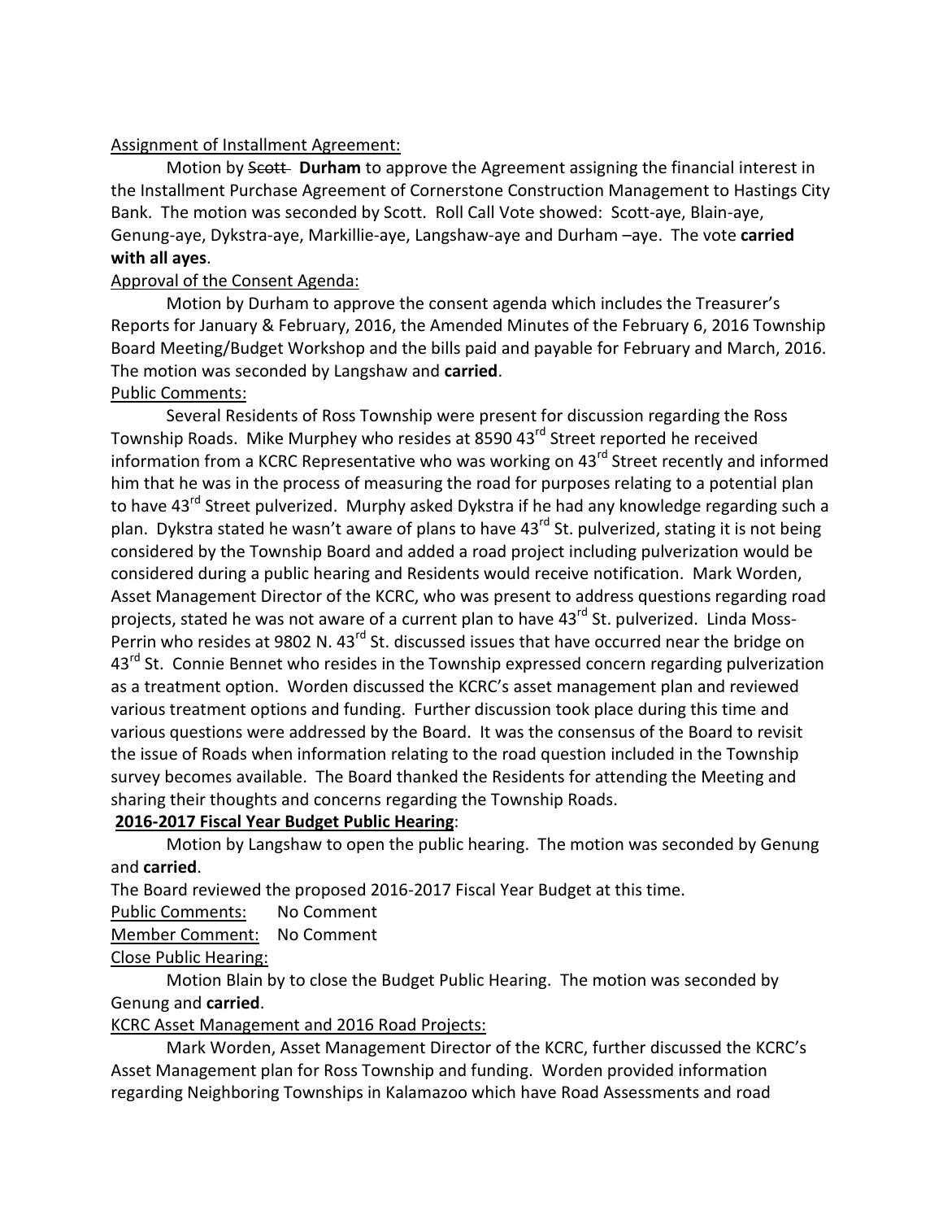Assignment of Installment Agreement:

Motion by ~~Scott~~ **Durham** to approve the Agreement assigning the financial interest in the Installment Purchase Agreement of Cornerstone Construction Management to Hastings City Bank. The motion was seconded by Scott. Roll Call Vote showed: Scott-aye, Blain-aye, Genung-aye, Dykstra-aye, Markillie-aye, Langshaw-aye and Durham –aye. The vote **carried with all ayes**.

Approval of the Consent Agenda:

Motion by Durham to approve the consent agenda which includes the Treasurer's Reports for January & February, 2016, the Amended Minutes of the February 6, 2016 Township Board Meeting/Budget Workshop and the bills paid and payable for February and March, 2016. The motion was seconded by Langshaw and **carried**.

Public Comments:

Several Residents of Ross Township were present for discussion regarding the Ross Township Roads. Mike Murphey who resides at 8590 43rd Street reported he received information from a KCRC Representative who was working on 43rd Street recently and informed him that he was in the process of measuring the road for purposes relating to a potential plan to have 43rd Street pulverized. Murphy asked Dykstra if he had any knowledge regarding such a plan. Dykstra stated he wasn't aware of plans to have 43rd St. pulverized, stating it is not being considered by the Township Board and added a road project including pulverization would be considered during a public hearing and Residents would receive notification. Mark Worden, Asset Management Director of the KCRC, who was present to address questions regarding road projects, stated he was not aware of a current plan to have 43rd St. pulverized. Linda Moss-Perrin who resides at 9802 N. 43rd St. discussed issues that have occurred near the bridge on 43rd St. Connie Bennet who resides in the Township expressed concern regarding pulverization as a treatment option. Worden discussed the KCRC's asset management plan and reviewed various treatment options and funding. Further discussion took place during this time and various questions were addressed by the Board. It was the consensus of the Board to revisit the issue of Roads when information relating to the road question included in the Township survey becomes available. The Board thanked the Residents for attending the Meeting and sharing their thoughts and concerns regarding the Township Roads.

**2016-2017 Fiscal Year Budget Public Hearing**:

Motion by Langshaw to open the public hearing. The motion was seconded by Genung and **carried**.

The Board reviewed the proposed 2016-2017 Fiscal Year Budget at this time.

Public Comments: No Comment

Member Comment: No Comment

Close Public Hearing:

Motion Blain by to close the Budget Public Hearing. The motion was seconded by Genung and **carried**.

KCRC Asset Management and 2016 Road Projects:

Mark Worden, Asset Management Director of the KCRC, further discussed the KCRC's Asset Management plan for Ross Township and funding. Worden provided information regarding Neighboring Townships in Kalamazoo which have Road Assessments and road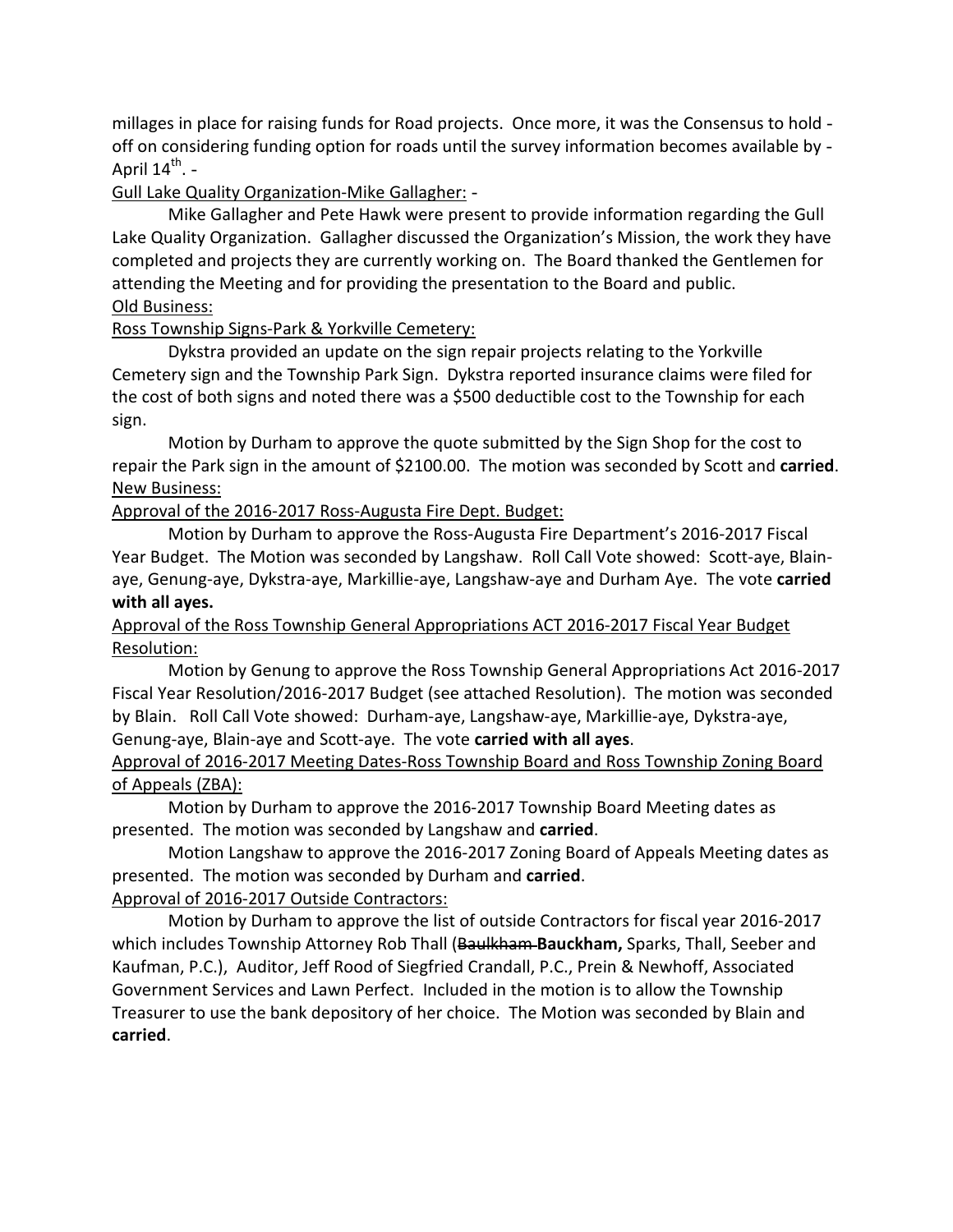millages in place for raising funds for Road projects. Once more, it was the Consensus to hold - off on considering funding option for roads until the survey information becomes available by - April 14th. -

Gull Lake Quality Organization-Mike Gallagher: -

Mike Gallagher and Pete Hawk were present to provide information regarding the Gull Lake Quality Organization. Gallagher discussed the Organization's Mission, the work they have completed and projects they are currently working on. The Board thanked the Gentlemen for attending the Meeting and for providing the presentation to the Board and public.

Old Business:

Ross Township Signs-Park & Yorkville Cemetery:

Dykstra provided an update on the sign repair projects relating to the Yorkville Cemetery sign and the Township Park Sign. Dykstra reported insurance claims were filed for the cost of both signs and noted there was a $500 deductible cost to the Township for each sign.

Motion by Durham to approve the quote submitted by the Sign Shop for the cost to repair the Park sign in the amount of $2100.00. The motion was seconded by Scott and **carried**.

New Business:

Approval of the 2016-2017 Ross-Augusta Fire Dept. Budget:

Motion by Durham to approve the Ross-Augusta Fire Department's 2016-2017 Fiscal Year Budget. The Motion was seconded by Langshaw. Roll Call Vote showed: Scott-aye, Blain-aye, Genung-aye, Dykstra-aye, Markillie-aye, Langshaw-aye and Durham Aye. The vote **carried with all ayes.**

Approval of the Ross Township General Appropriations ACT 2016-2017 Fiscal Year Budget Resolution:

Motion by Genung to approve the Ross Township General Appropriations Act 2016-2017 Fiscal Year Resolution/2016-2017 Budget (see attached Resolution). The motion was seconded by Blain. Roll Call Vote showed: Durham-aye, Langshaw-aye, Markillie-aye, Dykstra-aye, Genung-aye, Blain-aye and Scott-aye. The vote **carried with all ayes**.

Approval of 2016-2017 Meeting Dates-Ross Township Board and Ross Township Zoning Board of Appeals (ZBA):

Motion by Durham to approve the 2016-2017 Township Board Meeting dates as presented. The motion was seconded by Langshaw and **carried**.

Motion Langshaw to approve the 2016-2017 Zoning Board of Appeals Meeting dates as presented. The motion was seconded by Durham and **carried**.

Approval of 2016-2017 Outside Contractors:

Motion by Durham to approve the list of outside Contractors for fiscal year 2016-2017 which includes Township Attorney Rob Thall (~~Baulkham~~ **Bauckham,** Sparks, Thall, Seeber and Kaufman, P.C.), Auditor, Jeff Rood of Siegfried Crandall, P.C., Prein & Newhoff, Associated Government Services and Lawn Perfect. Included in the motion is to allow the Township Treasurer to use the bank depository of her choice. The Motion was seconded by Blain and **carried**.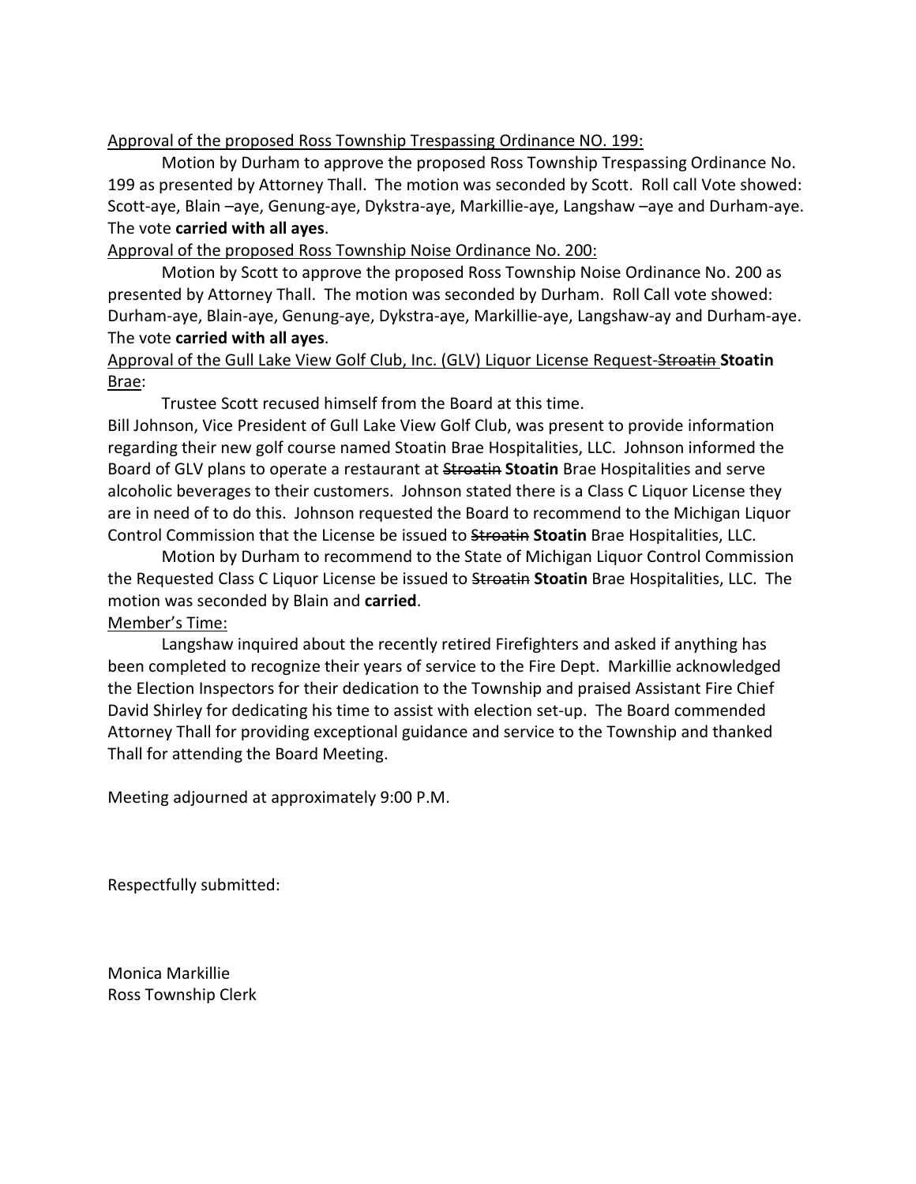Approval of the proposed Ross Township Trespassing Ordinance NO. 199:

Motion by Durham to approve the proposed Ross Township Trespassing Ordinance No. 199 as presented by Attorney Thall. The motion was seconded by Scott. Roll call Vote showed: Scott-aye, Blain –aye, Genung-aye, Dykstra-aye, Markillie-aye, Langshaw –aye and Durham-aye. The vote **carried with all ayes**.

Approval of the proposed Ross Township Noise Ordinance No. 200:

Motion by Scott to approve the proposed Ross Township Noise Ordinance No. 200 as presented by Attorney Thall. The motion was seconded by Durham. Roll Call vote showed: Durham-aye, Blain-aye, Genung-aye, Dykstra-aye, Markillie-aye, Langshaw-ay and Durham-aye. The vote **carried with all ayes**.

Approval of the Gull Lake View Golf Club, Inc. (GLV) Liquor License Request-~~Stroatin~~ **Stoatin** Brae:

Trustee Scott recused himself from the Board at this time.

Bill Johnson, Vice President of Gull Lake View Golf Club, was present to provide information regarding their new golf course named Stoatin Brae Hospitalities, LLC. Johnson informed the Board of GLV plans to operate a restaurant at ~~Stroatin~~ **Stoatin** Brae Hospitalities and serve alcoholic beverages to their customers. Johnson stated there is a Class C Liquor License they are in need of to do this. Johnson requested the Board to recommend to the Michigan Liquor Control Commission that the License be issued to ~~Stroatin~~ **Stoatin** Brae Hospitalities, LLC.

Motion by Durham to recommend to the State of Michigan Liquor Control Commission the Requested Class C Liquor License be issued to ~~Stroatin~~ **Stoatin** Brae Hospitalities, LLC. The motion was seconded by Blain and **carried**.

Member's Time:

Langshaw inquired about the recently retired Firefighters and asked if anything has been completed to recognize their years of service to the Fire Dept. Markillie acknowledged the Election Inspectors for their dedication to the Township and praised Assistant Fire Chief David Shirley for dedicating his time to assist with election set-up. The Board commended Attorney Thall for providing exceptional guidance and service to the Township and thanked Thall for attending the Board Meeting.

Meeting adjourned at approximately 9:00 P.M.

Respectfully submitted:

Monica Markillie
Ross Township Clerk